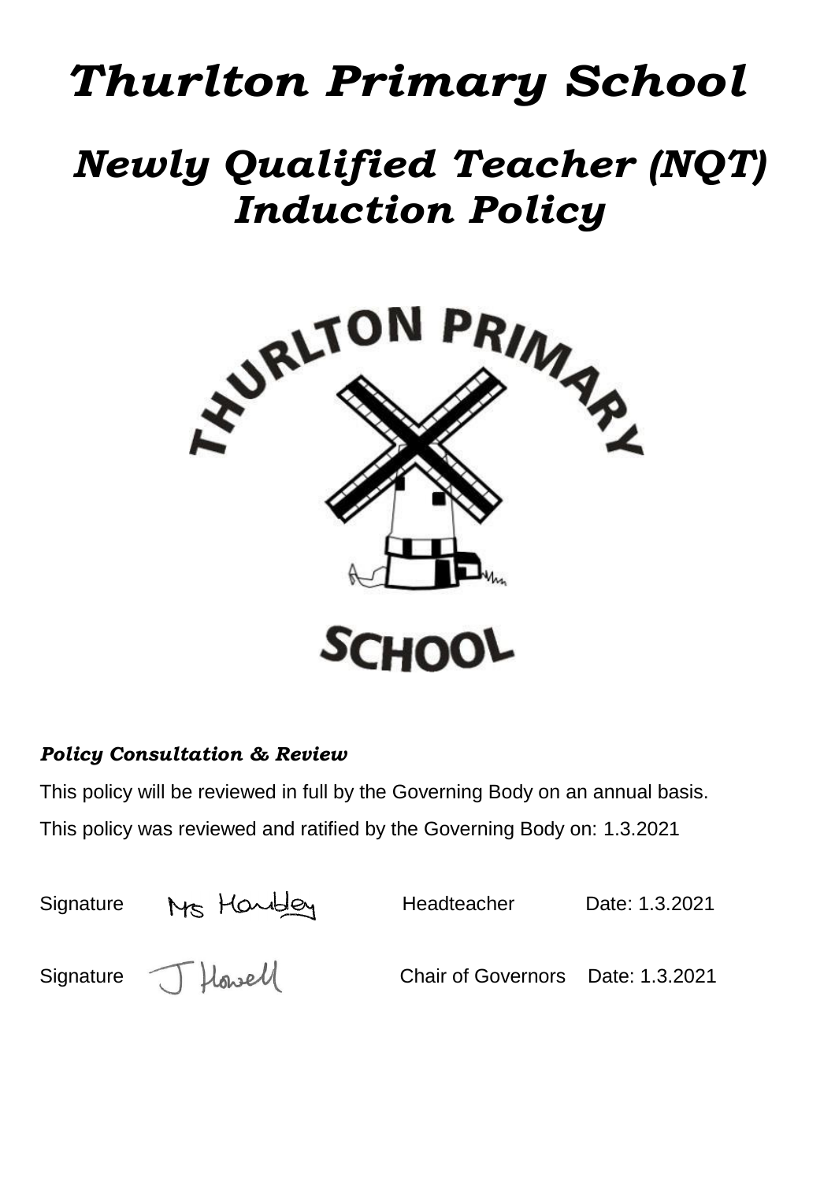# *Thurlton Primary School*

# *Newly Qualified Teacher (NQT) Induction Policy*

### *Policy Consultation & Review*

This policy will be reviewed in full by the Governing Body on an annual basis.

This policy was reviewed and ratified by the Governing Body on: 1.3.2021

| Signature | Ms Handley | Headteacher | Date: 1.3.2021 |
| --- | --- | --- | --- |
| Signature | J Howell | Chair of Governors | Date: 1.3.2021 |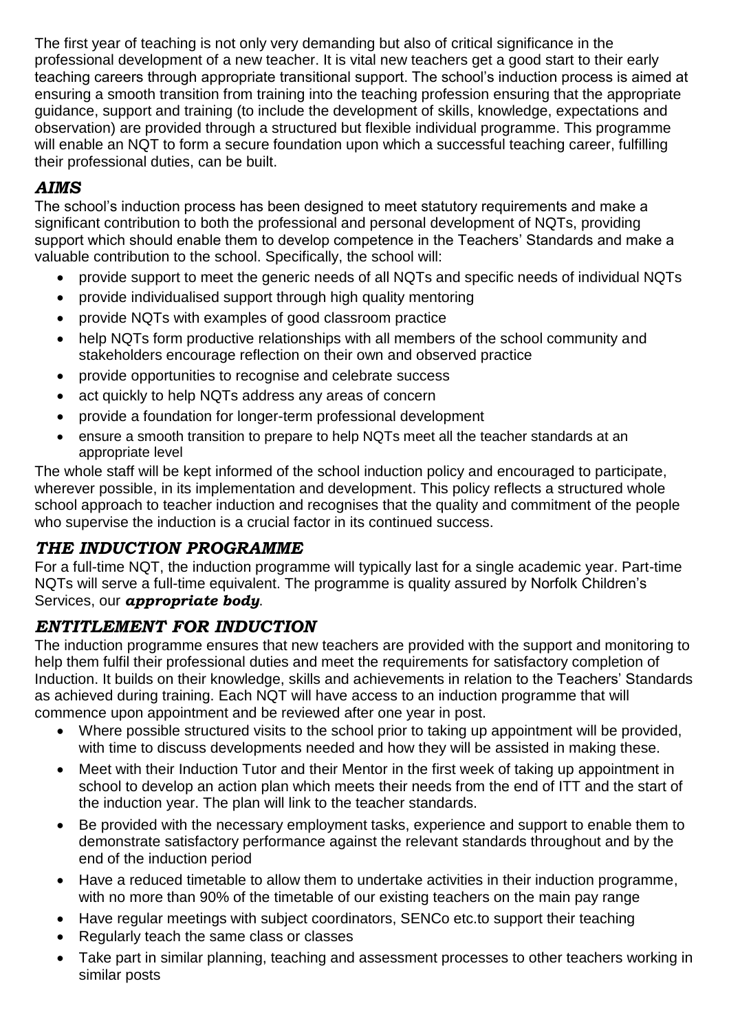The first year of teaching is not only very demanding but also of critical significance in the professional development of a new teacher. It is vital new teachers get a good start to their early teaching careers through appropriate transitional support. The school's induction process is aimed at ensuring a smooth transition from training into the teaching profession ensuring that the appropriate guidance, support and training (to include the development of skills, knowledge, expectations and observation) are provided through a structured but flexible individual programme. This programme will enable an NQT to form a secure foundation upon which a successful teaching career, fulfilling their professional duties, can be built.

## *AIMS*

The school's induction process has been designed to meet statutory requirements and make a significant contribution to both the professional and personal development of NQTs, providing support which should enable them to develop competence in the Teachers' Standards and make a valuable contribution to the school. Specifically, the school will:

- provide support to meet the generic needs of all NQTs and specific needs of individual NQTs
- provide individualised support through high quality mentoring
- provide NQTs with examples of good classroom practice
- help NQTs form productive relationships with all members of the school community and stakeholders encourage reflection on their own and observed practice
- provide opportunities to recognise and celebrate success
- act quickly to help NQTs address any areas of concern
- provide a foundation for longer-term professional development
- ensure a smooth transition to prepare to help NQTs meet all the teacher standards at an appropriate level

The whole staff will be kept informed of the school induction policy and encouraged to participate, wherever possible, in its implementation and development. This policy reflects a structured whole school approach to teacher induction and recognises that the quality and commitment of the people who supervise the induction is a crucial factor in its continued success.

## *THE INDUCTION PROGRAMME*

For a full-time NQT, the induction programme will typically last for a single academic year. Part-time NQTs will serve a full-time equivalent. The programme is quality assured by Norfolk Children's Services, our ***appropriate body***.

## *ENTITLEMENT FOR INDUCTION*

The induction programme ensures that new teachers are provided with the support and monitoring to help them fulfil their professional duties and meet the requirements for satisfactory completion of Induction. It builds on their knowledge, skills and achievements in relation to the Teachers' Standards as achieved during training. Each NQT will have access to an induction programme that will commence upon appointment and be reviewed after one year in post.

- Where possible structured visits to the school prior to taking up appointment will be provided, with time to discuss developments needed and how they will be assisted in making these.
- Meet with their Induction Tutor and their Mentor in the first week of taking up appointment in school to develop an action plan which meets their needs from the end of ITT and the start of the induction year. The plan will link to the teacher standards.
- Be provided with the necessary employment tasks, experience and support to enable them to demonstrate satisfactory performance against the relevant standards throughout and by the end of the induction period
- Have a reduced timetable to allow them to undertake activities in their induction programme, with no more than 90% of the timetable of our existing teachers on the main pay range
- Have regular meetings with subject coordinators, SENCo etc.to support their teaching
- Regularly teach the same class or classes
- Take part in similar planning, teaching and assessment processes to other teachers working in similar posts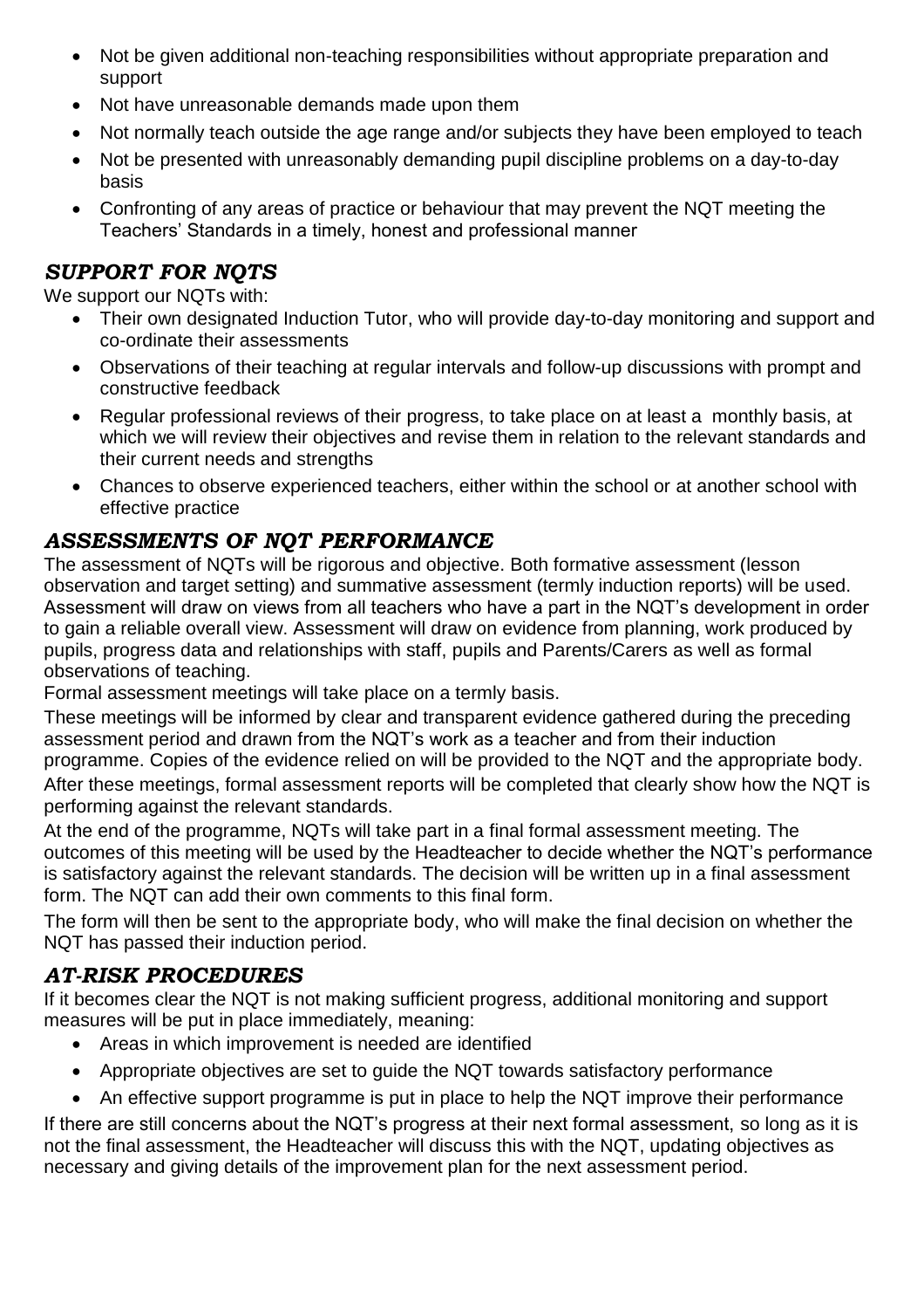- Not be given additional non-teaching responsibilities without appropriate preparation and support
- Not have unreasonable demands made upon them
- Not normally teach outside the age range and/or subjects they have been employed to teach
- Not be presented with unreasonably demanding pupil discipline problems on a day-to-day basis
- Confronting of any areas of practice or behaviour that may prevent the NQT meeting the Teachers' Standards in a timely, honest and professional manner

## *SUPPORT FOR NQTS*

We support our NQTs with:

- Their own designated Induction Tutor, who will provide day-to-day monitoring and support and co-ordinate their assessments
- Observations of their teaching at regular intervals and follow-up discussions with prompt and constructive feedback
- Regular professional reviews of their progress, to take place on at least a monthly basis, at which we will review their objectives and revise them in relation to the relevant standards and their current needs and strengths
- Chances to observe experienced teachers, either within the school or at another school with effective practice

## *ASSESSMENTS OF NQT PERFORMANCE*

The assessment of NQTs will be rigorous and objective. Both formative assessment (lesson observation and target setting) and summative assessment (termly induction reports) will be used. Assessment will draw on views from all teachers who have a part in the NQT's development in order to gain a reliable overall view. Assessment will draw on evidence from planning, work produced by pupils, progress data and relationships with staff, pupils and Parents/Carers as well as formal observations of teaching.

Formal assessment meetings will take place on a termly basis.

These meetings will be informed by clear and transparent evidence gathered during the preceding assessment period and drawn from the NQT's work as a teacher and from their induction programme. Copies of the evidence relied on will be provided to the NQT and the appropriate body.

After these meetings, formal assessment reports will be completed that clearly show how the NQT is performing against the relevant standards.

At the end of the programme, NQTs will take part in a final formal assessment meeting. The outcomes of this meeting will be used by the Headteacher to decide whether the NQT's performance is satisfactory against the relevant standards. The decision will be written up in a final assessment form. The NQT can add their own comments to this final form.

The form will then be sent to the appropriate body, who will make the final decision on whether the NQT has passed their induction period.

## *AT-RISK PROCEDURES*

If it becomes clear the NQT is not making sufficient progress, additional monitoring and support measures will be put in place immediately, meaning:

- Areas in which improvement is needed are identified
- Appropriate objectives are set to guide the NQT towards satisfactory performance
- An effective support programme is put in place to help the NQT improve their performance

If there are still concerns about the NQT's progress at their next formal assessment, so long as it is not the final assessment, the Headteacher will discuss this with the NQT, updating objectives as necessary and giving details of the improvement plan for the next assessment period.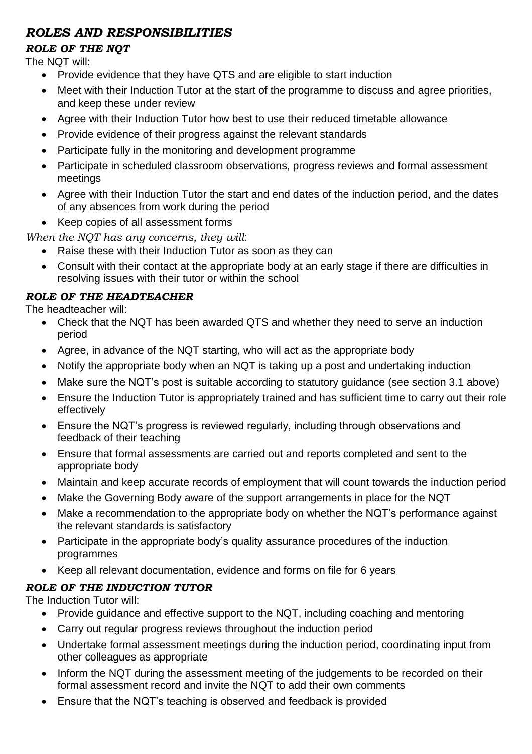## *ROLES AND RESPONSIBILITIES*

### *ROLE OF THE NQT*

The NQT will:

- Provide evidence that they have QTS and are eligible to start induction
- Meet with their Induction Tutor at the start of the programme to discuss and agree priorities, and keep these under review
- Agree with their Induction Tutor how best to use their reduced timetable allowance
- Provide evidence of their progress against the relevant standards
- Participate fully in the monitoring and development programme
- Participate in scheduled classroom observations, progress reviews and formal assessment meetings
- Agree with their Induction Tutor the start and end dates of the induction period, and the dates of any absences from work during the period
- Keep copies of all assessment forms

*When the NQT has any concerns, they will*:

- Raise these with their Induction Tutor as soon as they can
- Consult with their contact at the appropriate body at an early stage if there are difficulties in resolving issues with their tutor or within the school

### *ROLE OF THE HEADTEACHER*

The headteacher will:

- Check that the NQT has been awarded QTS and whether they need to serve an induction period
- Agree, in advance of the NQT starting, who will act as the appropriate body
- Notify the appropriate body when an NQT is taking up a post and undertaking induction
- Make sure the NQT's post is suitable according to statutory guidance (see section 3.1 above)
- Ensure the Induction Tutor is appropriately trained and has sufficient time to carry out their role effectively
- Ensure the NQT's progress is reviewed regularly, including through observations and feedback of their teaching
- Ensure that formal assessments are carried out and reports completed and sent to the appropriate body
- Maintain and keep accurate records of employment that will count towards the induction period
- Make the Governing Body aware of the support arrangements in place for the NQT
- Make a recommendation to the appropriate body on whether the NQT's performance against the relevant standards is satisfactory
- Participate in the appropriate body's quality assurance procedures of the induction programmes
- Keep all relevant documentation, evidence and forms on file for 6 years

### *ROLE OF THE INDUCTION TUTOR*

The Induction Tutor will:

- Provide guidance and effective support to the NQT, including coaching and mentoring
- Carry out regular progress reviews throughout the induction period
- Undertake formal assessment meetings during the induction period, coordinating input from other colleagues as appropriate
- Inform the NQT during the assessment meeting of the judgements to be recorded on their formal assessment record and invite the NQT to add their own comments
- Ensure that the NQT's teaching is observed and feedback is provided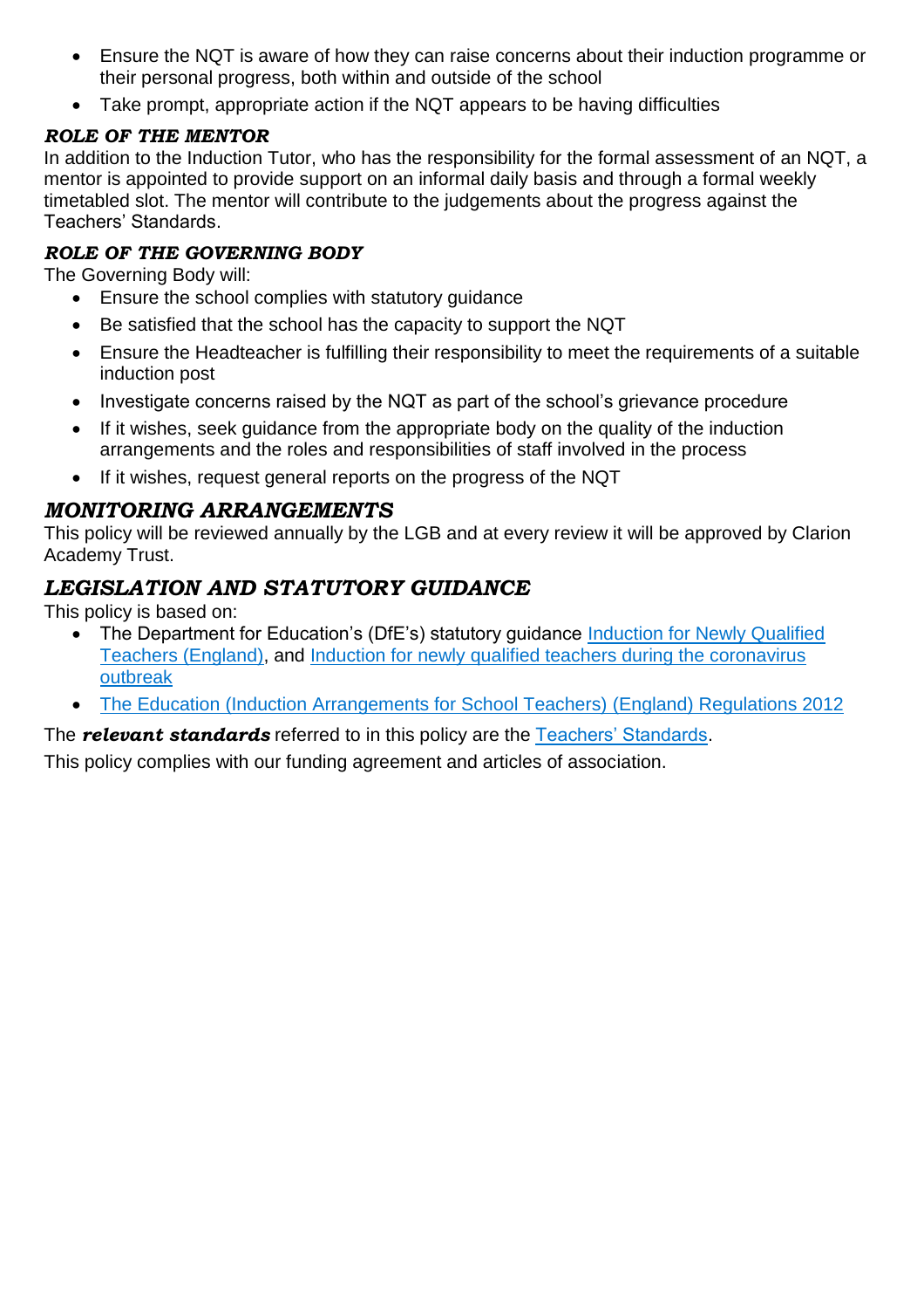- Ensure the NQT is aware of how they can raise concerns about their induction programme or their personal progress, both within and outside of the school
- Take prompt, appropriate action if the NQT appears to be having difficulties

### *ROLE OF THE MENTOR*

In addition to the Induction Tutor, who has the responsibility for the formal assessment of an NQT, a mentor is appointed to provide support on an informal daily basis and through a formal weekly timetabled slot. The mentor will contribute to the judgements about the progress against the Teachers' Standards.

### *ROLE OF THE GOVERNING BODY*

The Governing Body will:

- Ensure the school complies with statutory guidance
- Be satisfied that the school has the capacity to support the NQT
- Ensure the Headteacher is fulfilling their responsibility to meet the requirements of a suitable induction post
- Investigate concerns raised by the NQT as part of the school's grievance procedure
- If it wishes, seek guidance from the appropriate body on the quality of the induction arrangements and the roles and responsibilities of staff involved in the process
- If it wishes, request general reports on the progress of the NQT

## *MONITORING ARRANGEMENTS*

This policy will be reviewed annually by the LGB and at every review it will be approved by Clarion Academy Trust.

## *LEGISLATION AND STATUTORY GUIDANCE*

This policy is based on:

- The Department for Education's (DfE's) statutory guidance Induction for Newly Qualified Teachers (England), and Induction for newly qualified teachers during the coronavirus outbreak
- The Education (Induction Arrangements for School Teachers) (England) Regulations 2012

The ***relevant standards*** referred to in this policy are the Teachers' Standards.

This policy complies with our funding agreement and articles of association.